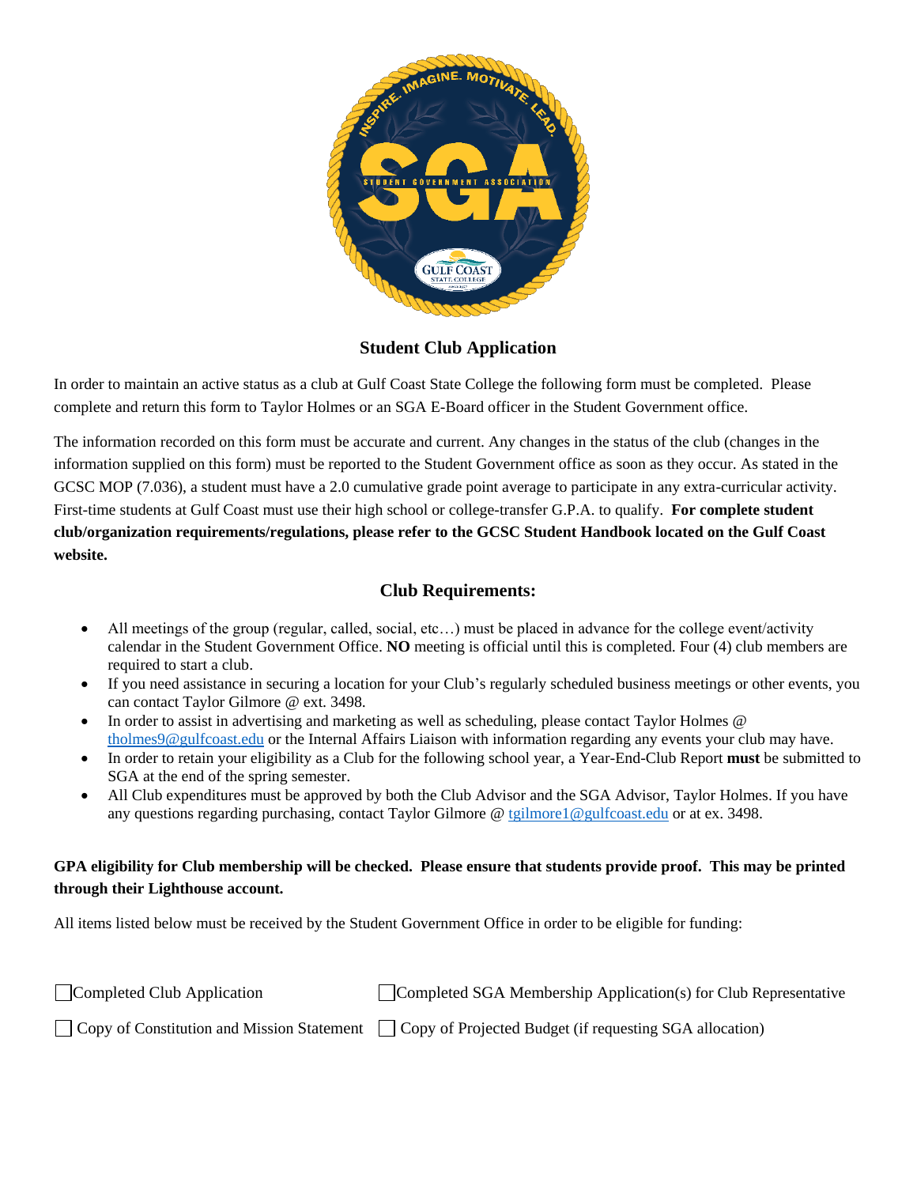## Student Club Application

In order to maintain an active status as a club at Gulf Coast State College the following form must be completed. Please complete and return this form to Taylor Holmes or an SGA E-Board officer in the Student Government office.

The information recorded on this form must be accurate and current. Any changes in the status of the club (changes in the information supplied on this form) must be reported to the Student Government office as soon as they occur. As stated in the GCSC MOP (7.036), a student must have a 2.0 cumulative grade point average to participate in any extra-curricular activity. First-time students at Gulf Coast must use their high school or college-transfer G.P.A. to qualify. **For complete student club/organization requirements/regulations, please refer to the GCSC Student Handbook located on the Gulf Coast website.**

## Club Requirements:

- All meetings of the group (regular, called, social, etc…) must be placed in advance for the college event/activity calendar in the Student Government Office. **NO** meeting is official until this is completed. Four (4) club members are required to start a club.
- If you need assistance in securing a location for your Club's regularly scheduled business meetings or other events, you can contact Taylor Gilmore @ ext. 3498.
- In order to assist in advertising and marketing as well as scheduling, please contact Taylor Holmes @ tholmes9@gulfcoast.edu or the Internal Affairs Liaison with information regarding any events your club may have.
- In order to retain your eligibility as a Club for the following school year, a Year-End-Club Report **must** be submitted to SGA at the end of the spring semester.
- All Club expenditures must be approved by both the Club Advisor and the SGA Advisor, Taylor Holmes. If you have any questions regarding purchasing, contact Taylor Gilmore @ tgilmore1@gulfcoast.edu or at ex. 3498.

**GPA eligibility for Club membership will be checked. Please ensure that students provide proof. This may be printed through their Lighthouse account.**

All items listed below must be received by the Student Government Office in order to be eligible for funding:

☐ Completed Club Application

☐ Completed SGA Membership Application(s) for Club Representative

☐ Copy of Constitution and Mission Statement

☐ Copy of Projected Budget (if requesting SGA allocation)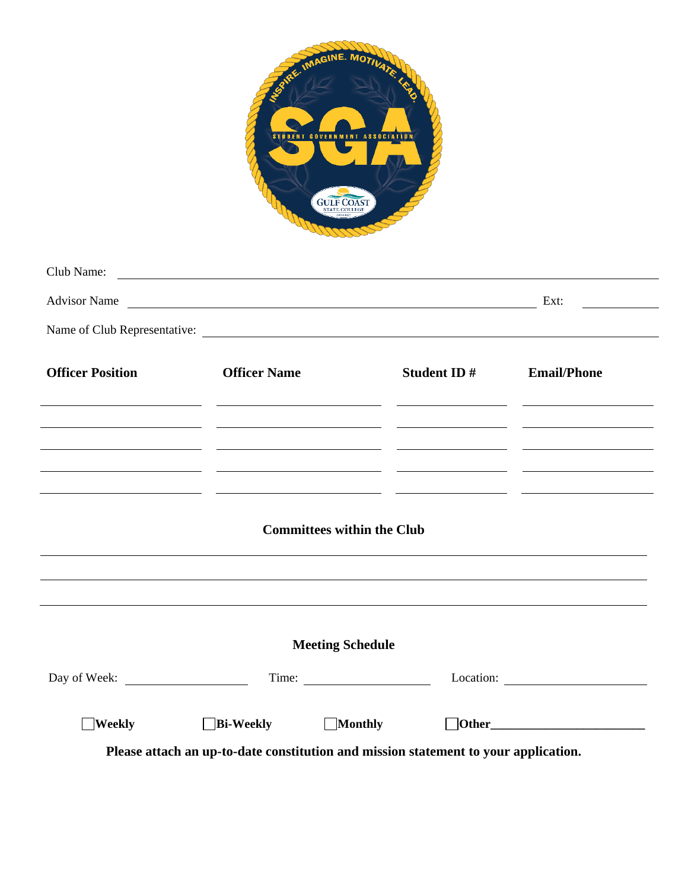Club Name: ____________________________________________

Advisor Name ____________________________________________ Ext: ____________

Name of Club Representative: ____________________________________________

| **Officer Position** | **Officer Name** | **Student ID #** | **Email/Phone** |
| --- | --- | --- | --- |
| | | | |
| | | | |
| | | | |
| | | | |
| | | | |

**Committees within the Club**

____________________________________________

____________________________________________

____________________________________________

**Meeting Schedule**

Day of Week: ______________ Time: ______________ Location: ______________

☐ **Weekly** ☐ **Bi-Weekly** ☐ **Monthly** ☐ **Other**________________________

**Please attach an up-to-date constitution and mission statement to your application.**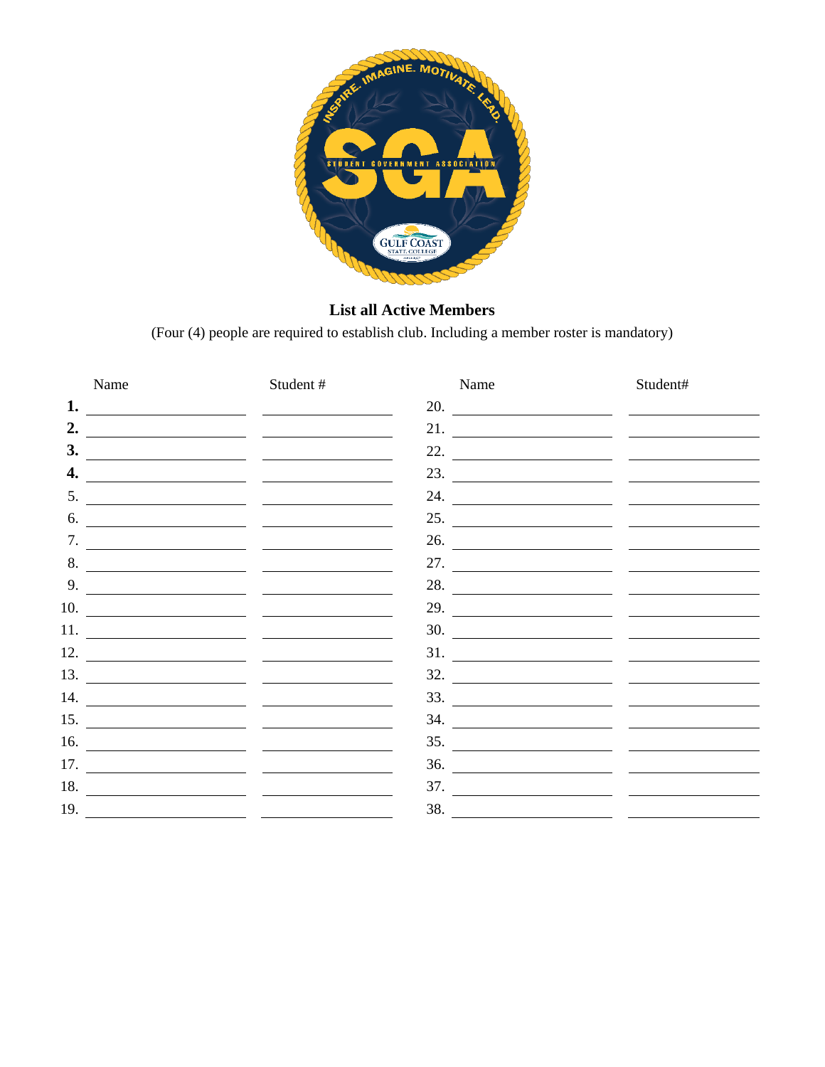## List all Active Members

(Four (4) people are required to establish club. Including a member roster is mandatory)

| | Name | Student # | | Name | Student# |
|---|---|---|---|---|---|
| **1.** | | | 20. | | |
| **2.** | | | 21. | | |
| **3.** | | | 22. | | |
| **4.** | | | 23. | | |
| 5. | | | 24. | | |
| 6. | | | 25. | | |
| 7. | | | 26. | | |
| 8. | | | 27. | | |
| 9. | | | 28. | | |
| 10. | | | 29. | | |
| 11. | | | 30. | | |
| 12. | | | 31. | | |
| 13. | | | 32. | | |
| 14. | | | 33. | | |
| 15. | | | 34. | | |
| 16. | | | 35. | | |
| 17. | | | 36. | | |
| 18. | | | 37. | | |
| 19. | | | 38. | | |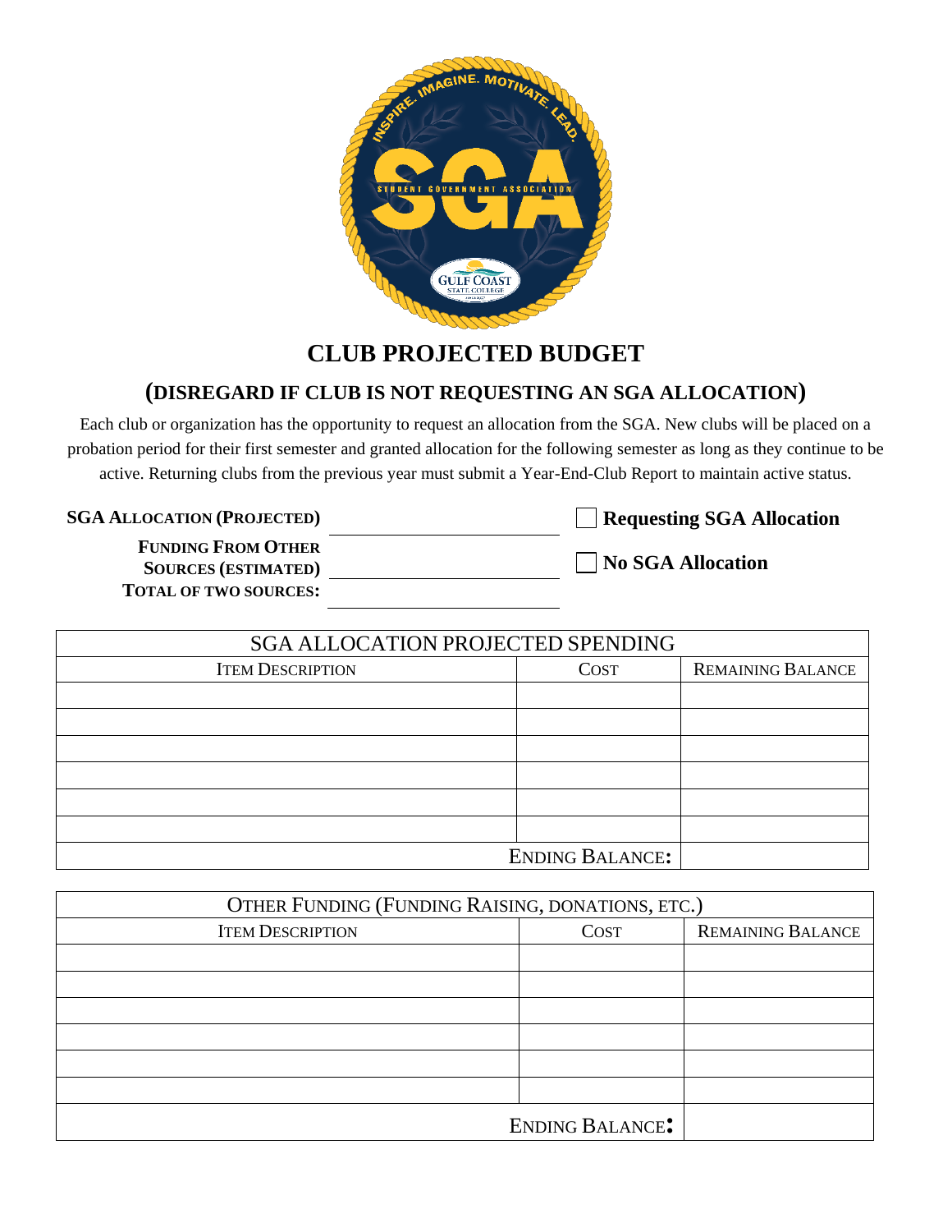# CLUB PROJECTED BUDGET

## (DISREGARD IF CLUB IS NOT REQUESTING AN SGA ALLOCATION)

Each club or organization has the opportunity to request an allocation from the SGA. New clubs will be placed on a probation period for their first semester and granted allocation for the following semester as long as they continue to be active. Returning clubs from the previous year must submit a Year-End-Club Report to maintain active status.

**SGA ALLOCATION (PROJECTED)** ______________________

**FUNDING FROM OTHER SOURCES (ESTIMATED)** ______________________

**TOTAL OF TWO SOURCES:** ______________________

☐ **Requesting SGA Allocation**

☐ **No SGA Allocation**

| SGA ALLOCATION PROJECTED SPENDING | | |
|---|---|---|
| ITEM DESCRIPTION | COST | REMAINING BALANCE |
| | | |
| | | |
| | | |
| | | |
| | | |
| | | |
| ENDING BALANCE: | | |

| OTHER FUNDING (FUNDING RAISING, DONATIONS, ETC.) | | |
|---|---|---|
| ITEM DESCRIPTION | COST | REMAINING BALANCE |
| | | |
| | | |
| | | |
| | | |
| | | |
| | | |
| ENDING BALANCE: | | |